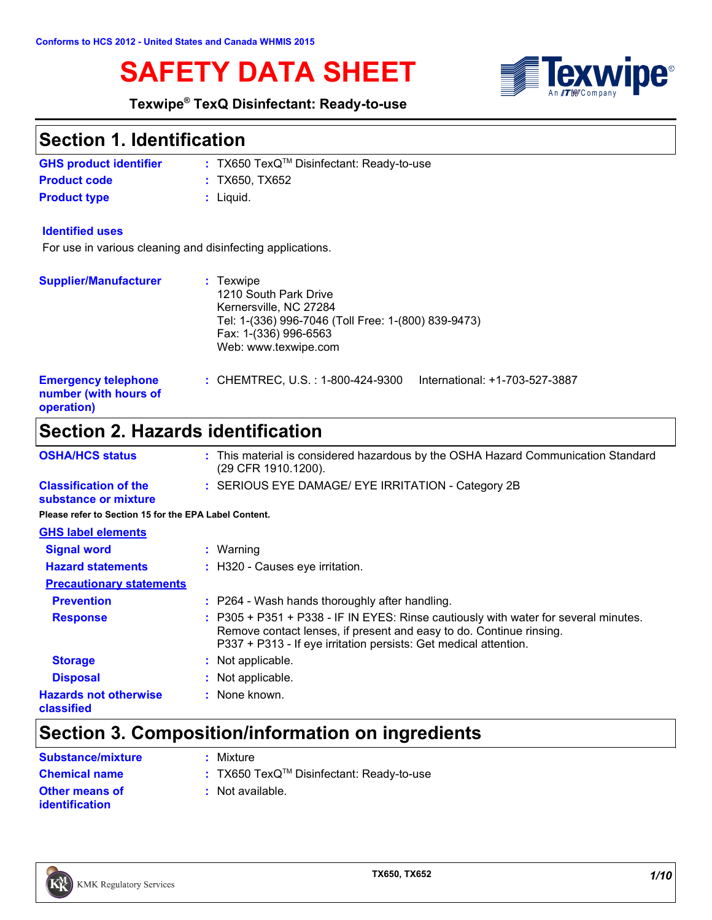Conforms to HCS 2012 - United States and Canada WHMIS 2015

# SAFETY DATA SHEET

**Texwipe® TexQ Disinfectant: Ready-to-use**

## Section 1. Identification

| | |
|---|---|
| **GHS product identifier** | : TX650 TexQ™ Disinfectant: Ready-to-use |
| **Product code** | : TX650, TX652 |
| **Product type** | : Liquid. |

**Identified uses**

For use in various cleaning and disinfecting applications.

| | |
|---|---|
| **Supplier/Manufacturer** | : Texwipe<br>1210 South Park Drive<br>Kernersville, NC 27284<br>Tel: 1-(336) 996-7046 (Toll Free: 1-(800) 839-9473)<br>Fax: 1-(336) 996-6563<br>Web: www.texwipe.com |
| **Emergency telephone number (with hours of operation)** | : CHEMTREC, U.S. : 1-800-424-9300 International: +1-703-527-3887 |

## Section 2. Hazards identification

| | |
|---|---|
| **OSHA/HCS status** | : This material is considered hazardous by the OSHA Hazard Communication Standard (29 CFR 1910.1200). |
| **Classification of the substance or mixture** | : SERIOUS EYE DAMAGE/ EYE IRRITATION - Category 2B |

**Please refer to Section 15 for the EPA Label Content.**

**GHS label elements**

| | |
|---|---|
| **Signal word** | : Warning |
| **Hazard statements** | : H320 - Causes eye irritation. |

**Precautionary statements**

| | |
|---|---|
| **Prevention** | : P264 - Wash hands thoroughly after handling. |
| **Response** | : P305 + P351 + P338 - IF IN EYES: Rinse cautiously with water for several minutes. Remove contact lenses, if present and easy to do. Continue rinsing.<br>P337 + P313 - If eye irritation persists: Get medical attention. |
| **Storage** | : Not applicable. |
| **Disposal** | : Not applicable. |
| **Hazards not otherwise classified** | : None known. |

## Section 3. Composition/information on ingredients

| | |
|---|---|
| **Substance/mixture** | : Mixture |
| **Chemical name** | : TX650 TexQ™ Disinfectant: Ready-to-use |
| **Other means of identification** | : Not available. |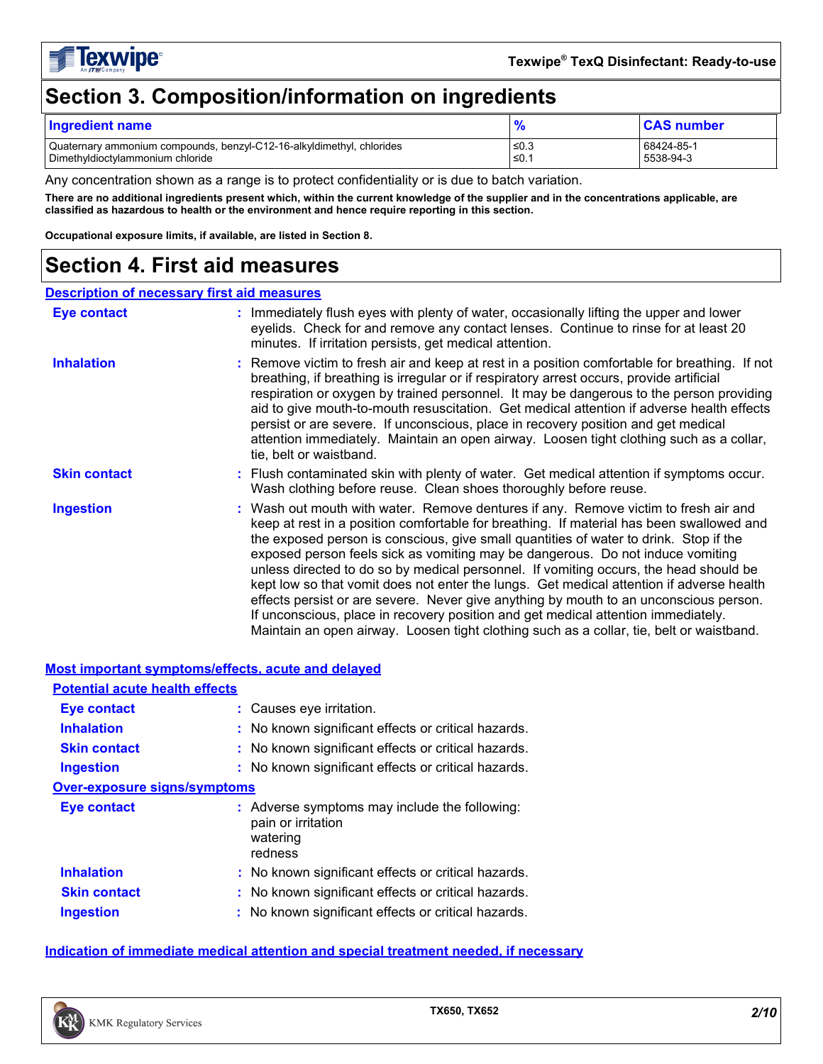## Section 3. Composition/information on ingredients

| Ingredient name | % | CAS number |
|---|---|---|
| Quaternary ammonium compounds, benzyl-C12-16-alkyldimethyl, chlorides | ≤0.3 | 68424-85-1 |
| Dimethyldioctylammonium chloride | ≤0.1 | 5538-94-3 |

Any concentration shown as a range is to protect confidentiality or is due to batch variation.

**There are no additional ingredients present which, within the current knowledge of the supplier and in the concentrations applicable, are classified as hazardous to health or the environment and hence require reporting in this section.**

**Occupational exposure limits, if available, are listed in Section 8.**

## Section 4. First aid measures

### Description of necessary first aid measures

**Eye contact** : Immediately flush eyes with plenty of water, occasionally lifting the upper and lower eyelids. Check for and remove any contact lenses. Continue to rinse for at least 20 minutes. If irritation persists, get medical attention.

**Inhalation** : Remove victim to fresh air and keep at rest in a position comfortable for breathing. If not breathing, if breathing is irregular or if respiratory arrest occurs, provide artificial respiration or oxygen by trained personnel. It may be dangerous to the person providing aid to give mouth-to-mouth resuscitation. Get medical attention if adverse health effects persist or are severe. If unconscious, place in recovery position and get medical attention immediately. Maintain an open airway. Loosen tight clothing such as a collar, tie, belt or waistband.

**Skin contact** : Flush contaminated skin with plenty of water. Get medical attention if symptoms occur. Wash clothing before reuse. Clean shoes thoroughly before reuse.

**Ingestion** : Wash out mouth with water. Remove dentures if any. Remove victim to fresh air and keep at rest in a position comfortable for breathing. If material has been swallowed and the exposed person is conscious, give small quantities of water to drink. Stop if the exposed person feels sick as vomiting may be dangerous. Do not induce vomiting unless directed to do so by medical personnel. If vomiting occurs, the head should be kept low so that vomit does not enter the lungs. Get medical attention if adverse health effects persist or are severe. Never give anything by mouth to an unconscious person. If unconscious, place in recovery position and get medical attention immediately. Maintain an open airway. Loosen tight clothing such as a collar, tie, belt or waistband.

### Most important symptoms/effects, acute and delayed

#### Potential acute health effects

**Eye contact** : Causes eye irritation.

**Inhalation** : No known significant effects or critical hazards.

**Skin contact** : No known significant effects or critical hazards.

**Ingestion** : No known significant effects or critical hazards.

#### Over-exposure signs/symptoms

**Eye contact** : Adverse symptoms may include the following:
pain or irritation
watering
redness

**Inhalation** : No known significant effects or critical hazards.

**Skin contact** : No known significant effects or critical hazards.

**Ingestion** : No known significant effects or critical hazards.

### Indication of immediate medical attention and special treatment needed, if necessary

TX650, TX652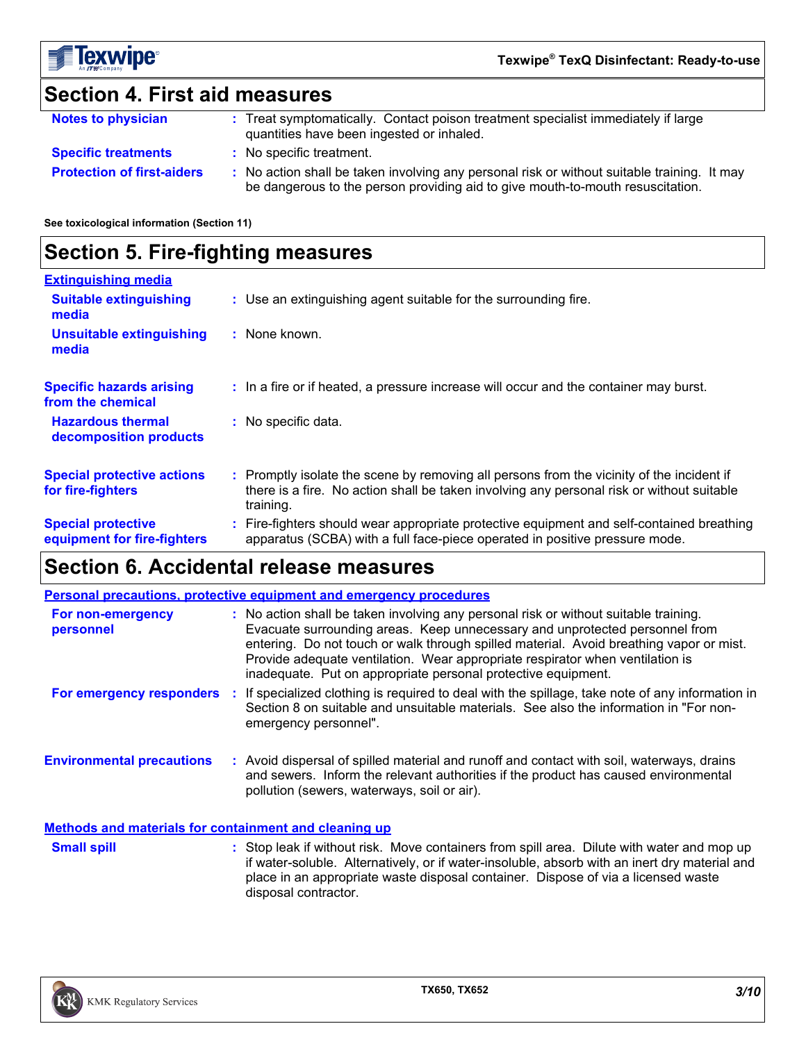## Section 4. First aid measures

**Notes to physician** : Treat symptomatically. Contact poison treatment specialist immediately if large quantities have been ingested or inhaled.

**Specific treatments** : No specific treatment.

**Protection of first-aiders** : No action shall be taken involving any personal risk or without suitable training. It may be dangerous to the person providing aid to give mouth-to-mouth resuscitation.

**See toxicological information (Section 11)**

## Section 5. Fire-fighting measures

**Extinguishing media**

**Suitable extinguishing media** : Use an extinguishing agent suitable for the surrounding fire.

**Unsuitable extinguishing media** : None known.

**Specific hazards arising from the chemical** : In a fire or if heated, a pressure increase will occur and the container may burst.

**Hazardous thermal decomposition products** : No specific data.

**Special protective actions for fire-fighters** : Promptly isolate the scene by removing all persons from the vicinity of the incident if there is a fire. No action shall be taken involving any personal risk or without suitable training.

**Special protective equipment for fire-fighters** : Fire-fighters should wear appropriate protective equipment and self-contained breathing apparatus (SCBA) with a full face-piece operated in positive pressure mode.

## Section 6. Accidental release measures

**Personal precautions, protective equipment and emergency procedures**

**For non-emergency personnel** : No action shall be taken involving any personal risk or without suitable training. Evacuate surrounding areas. Keep unnecessary and unprotected personnel from entering. Do not touch or walk through spilled material. Avoid breathing vapor or mist. Provide adequate ventilation. Wear appropriate respirator when ventilation is inadequate. Put on appropriate personal protective equipment.

**For emergency responders** : If specialized clothing is required to deal with the spillage, take note of any information in Section 8 on suitable and unsuitable materials. See also the information in "For non-emergency personnel".

**Environmental precautions** : Avoid dispersal of spilled material and runoff and contact with soil, waterways, drains and sewers. Inform the relevant authorities if the product has caused environmental pollution (sewers, waterways, soil or air).

**Methods and materials for containment and cleaning up**

**Small spill** : Stop leak if without risk. Move containers from spill area. Dilute with water and mop up if water-soluble. Alternatively, or if water-insoluble, absorb with an inert dry material and place in an appropriate waste disposal container. Dispose of via a licensed waste disposal contractor.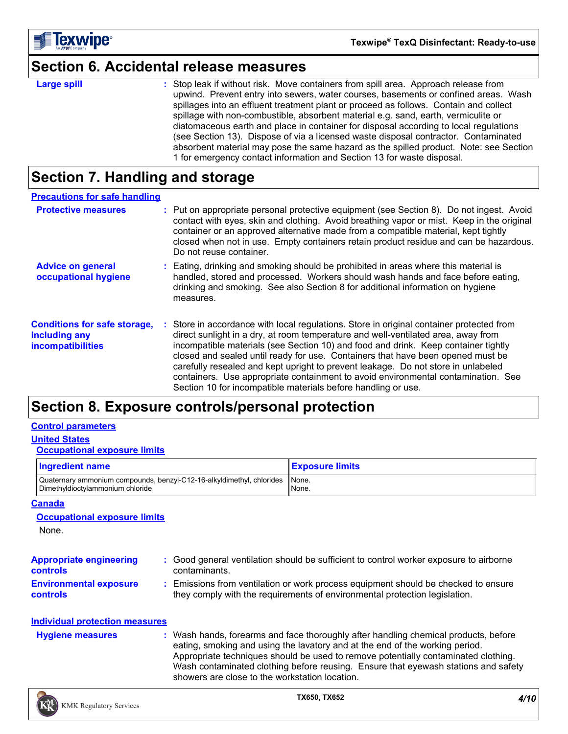# Section 6. Accidental release measures

**Large spill** : Stop leak if without risk. Move containers from spill area. Approach release from upwind. Prevent entry into sewers, water courses, basements or confined areas. Wash spillages into an effluent treatment plant or proceed as follows. Contain and collect spillage with non-combustible, absorbent material e.g. sand, earth, vermiculite or diatomaceous earth and place in container for disposal according to local regulations (see Section 13). Dispose of via a licensed waste disposal contractor. Contaminated absorbent material may pose the same hazard as the spilled product. Note: see Section 1 for emergency contact information and Section 13 for waste disposal.

# Section 7. Handling and storage

## Precautions for safe handling

**Protective measures** : Put on appropriate personal protective equipment (see Section 8). Do not ingest. Avoid contact with eyes, skin and clothing. Avoid breathing vapor or mist. Keep in the original container or an approved alternative made from a compatible material, kept tightly closed when not in use. Empty containers retain product residue and can be hazardous. Do not reuse container.

**Advice on general occupational hygiene** : Eating, drinking and smoking should be prohibited in areas where this material is handled, stored and processed. Workers should wash hands and face before eating, drinking and smoking. See also Section 8 for additional information on hygiene measures.

**Conditions for safe storage, including any incompatibilities** : Store in accordance with local regulations. Store in original container protected from direct sunlight in a dry, at room temperature and well-ventilated area, away from incompatible materials (see Section 10) and food and drink. Keep container tightly closed and sealed until ready for use. Containers that have been opened must be carefully resealed and kept upright to prevent leakage. Do not store in unlabeled containers. Use appropriate containment to avoid environmental contamination. See Section 10 for incompatible materials before handling or use.

# Section 8. Exposure controls/personal protection

## Control parameters

### United States

#### Occupational exposure limits

| Ingredient name | Exposure limits |
|---|---|
| Quaternary ammonium compounds, benzyl-C12-16-alkyldimethyl, chlorides | None. |
| Dimethyldioctylammonium chloride | None. |

### Canada

#### Occupational exposure limits

None.

**Appropriate engineering controls** : Good general ventilation should be sufficient to control worker exposure to airborne contaminants.

**Environmental exposure controls** : Emissions from ventilation or work process equipment should be checked to ensure they comply with the requirements of environmental protection legislation.

## Individual protection measures

**Hygiene measures** : Wash hands, forearms and face thoroughly after handling chemical products, before eating, smoking and using the lavatory and at the end of the working period. Appropriate techniques should be used to remove potentially contaminated clothing. Wash contaminated clothing before reusing. Ensure that eyewash stations and safety showers are close to the workstation location.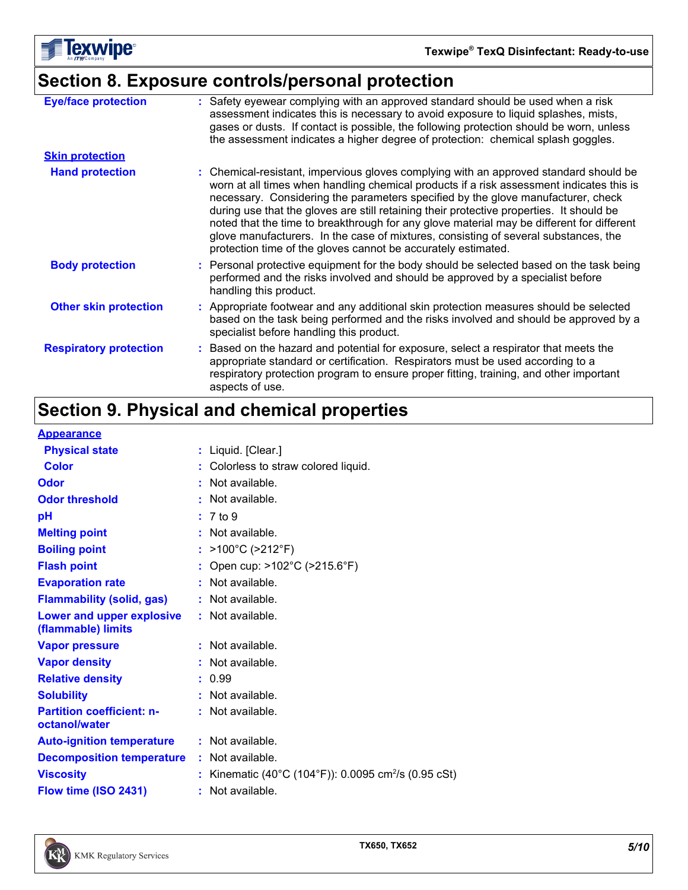## Section 8. Exposure controls/personal protection

| | |
|---|---|
| **Eye/face protection** | Safety eyewear complying with an approved standard should be used when a risk assessment indicates this is necessary to avoid exposure to liquid splashes, mists, gases or dusts. If contact is possible, the following protection should be worn, unless the assessment indicates a higher degree of protection: chemical splash goggles. |
| **Skin protection** | |
| **Hand protection** | Chemical-resistant, impervious gloves complying with an approved standard should be worn at all times when handling chemical products if a risk assessment indicates this is necessary. Considering the parameters specified by the glove manufacturer, check during use that the gloves are still retaining their protective properties. It should be noted that the time to breakthrough for any glove material may be different for different glove manufacturers. In the case of mixtures, consisting of several substances, the protection time of the gloves cannot be accurately estimated. |
| **Body protection** | Personal protective equipment for the body should be selected based on the task being performed and the risks involved and should be approved by a specialist before handling this product. |
| **Other skin protection** | Appropriate footwear and any additional skin protection measures should be selected based on the task being performed and the risks involved and should be approved by a specialist before handling this product. |
| **Respiratory protection** | Based on the hazard and potential for exposure, select a respirator that meets the appropriate standard or certification. Respirators must be used according to a respiratory protection program to ensure proper fitting, training, and other important aspects of use. |

## Section 9. Physical and chemical properties

| | |
|---|---|
| **Appearance** | |
| **Physical state** | Liquid. [Clear.] |
| **Color** | Colorless to straw colored liquid. |
| **Odor** | Not available. |
| **Odor threshold** | Not available. |
| **pH** | 7 to 9 |
| **Melting point** | Not available. |
| **Boiling point** | >100°C (>212°F) |
| **Flash point** | Open cup: >102°C (>215.6°F) |
| **Evaporation rate** | Not available. |
| **Flammability (solid, gas)** | Not available. |
| **Lower and upper explosive (flammable) limits** | Not available. |
| **Vapor pressure** | Not available. |
| **Vapor density** | Not available. |
| **Relative density** | 0.99 |
| **Solubility** | Not available. |
| **Partition coefficient: n-octanol/water** | Not available. |
| **Auto-ignition temperature** | Not available. |
| **Decomposition temperature** | Not available. |
| **Viscosity** | Kinematic (40°C (104°F)): 0.0095 $cm^2/s$ (0.95 cSt) |
| **Flow time (ISO 2431)** | Not available. |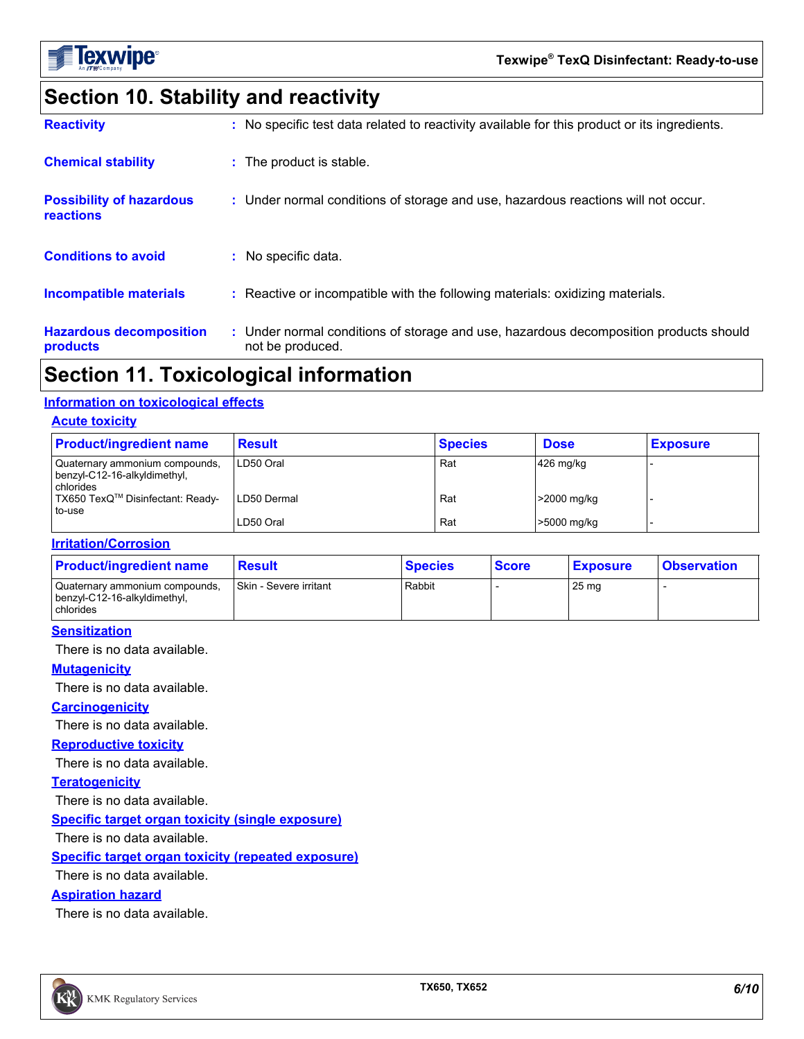# Section 10. Stability and reactivity

**Reactivity** : No specific test data related to reactivity available for this product or its ingredients.

**Chemical stability** : The product is stable.

**Possibility of hazardous reactions** : Under normal conditions of storage and use, hazardous reactions will not occur.

**Conditions to avoid** : No specific data.

**Incompatible materials** : Reactive or incompatible with the following materials: oxidizing materials.

**Hazardous decomposition products** : Under normal conditions of storage and use, hazardous decomposition products should not be produced.

# Section 11. Toxicological information

## Information on toxicological effects

### Acute toxicity

| Product/ingredient name | Result | Species | Dose | Exposure |
|---|---|---|---|---|
| Quaternary ammonium compounds, benzyl-C12-16-alkyldimethyl, chlorides | LD50 Oral | Rat | 426 mg/kg | - |
| TX650 TexQ™ Disinfectant: Ready-to-use | LD50 Dermal | Rat | >2000 mg/kg | - |
| | LD50 Oral | Rat | >5000 mg/kg | - |

### Irritation/Corrosion

| Product/ingredient name | Result | Species | Score | Exposure | Observation |
|---|---|---|---|---|---|
| Quaternary ammonium compounds, benzyl-C12-16-alkyldimethyl, chlorides | Skin - Severe irritant | Rabbit | - | 25 mg | - |

### Sensitization

There is no data available.

### Mutagenicity

There is no data available.

### Carcinogenicity

There is no data available.

### Reproductive toxicity

There is no data available.

### Teratogenicity

There is no data available.

### Specific target organ toxicity (single exposure)

There is no data available.

### Specific target organ toxicity (repeated exposure)

There is no data available.

### Aspiration hazard

There is no data available.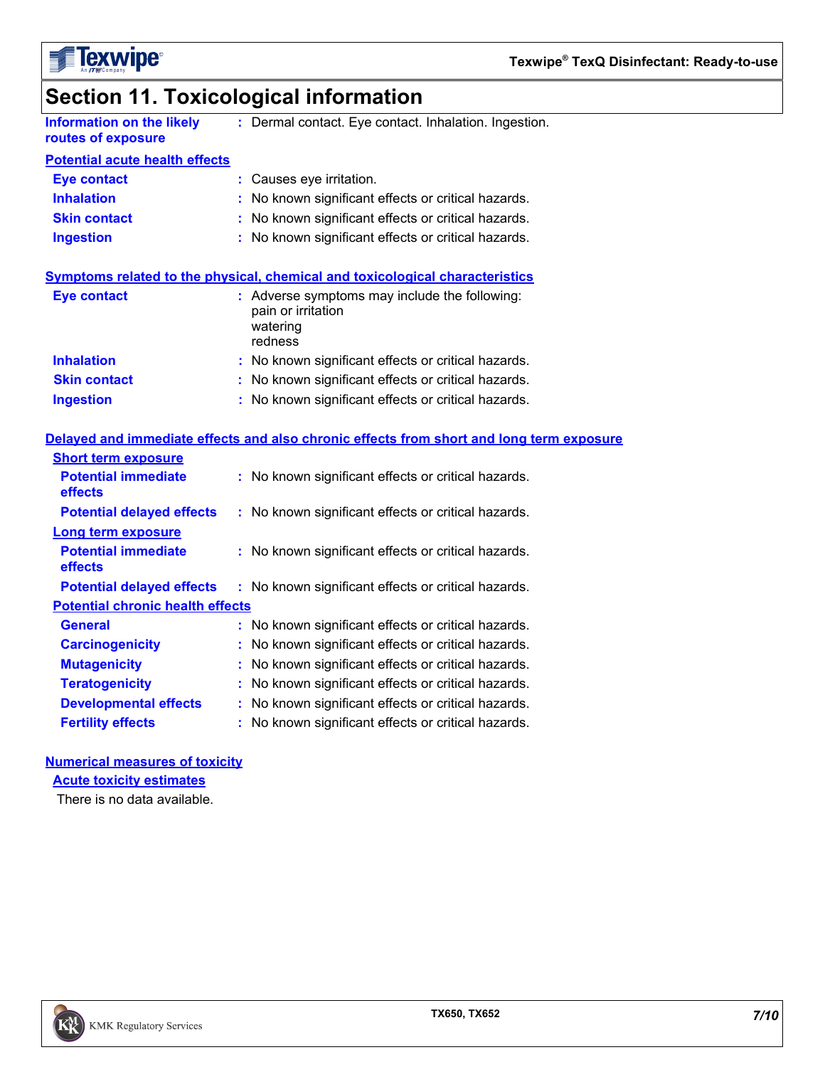# Section 11. Toxicological information

**Information on the likely routes of exposure** : Dermal contact. Eye contact. Inhalation. Ingestion.

## Potential acute health effects

**Eye contact** : Causes eye irritation.

**Inhalation** : No known significant effects or critical hazards.

**Skin contact** : No known significant effects or critical hazards.

**Ingestion** : No known significant effects or critical hazards.

## Symptoms related to the physical, chemical and toxicological characteristics

**Eye contact** : Adverse symptoms may include the following:
pain or irritation
watering
redness

**Inhalation** : No known significant effects or critical hazards.

**Skin contact** : No known significant effects or critical hazards.

**Ingestion** : No known significant effects or critical hazards.

## Delayed and immediate effects and also chronic effects from short and long term exposure

### Short term exposure

**Potential immediate effects** : No known significant effects or critical hazards.

**Potential delayed effects** : No known significant effects or critical hazards.

### Long term exposure

**Potential immediate effects** : No known significant effects or critical hazards.

**Potential delayed effects** : No known significant effects or critical hazards.

### Potential chronic health effects

**General** : No known significant effects or critical hazards.

**Carcinogenicity** : No known significant effects or critical hazards.

**Mutagenicity** : No known significant effects or critical hazards.

**Teratogenicity** : No known significant effects or critical hazards.

**Developmental effects** : No known significant effects or critical hazards.

**Fertility effects** : No known significant effects or critical hazards.

## Numerical measures of toxicity

### Acute toxicity estimates

There is no data available.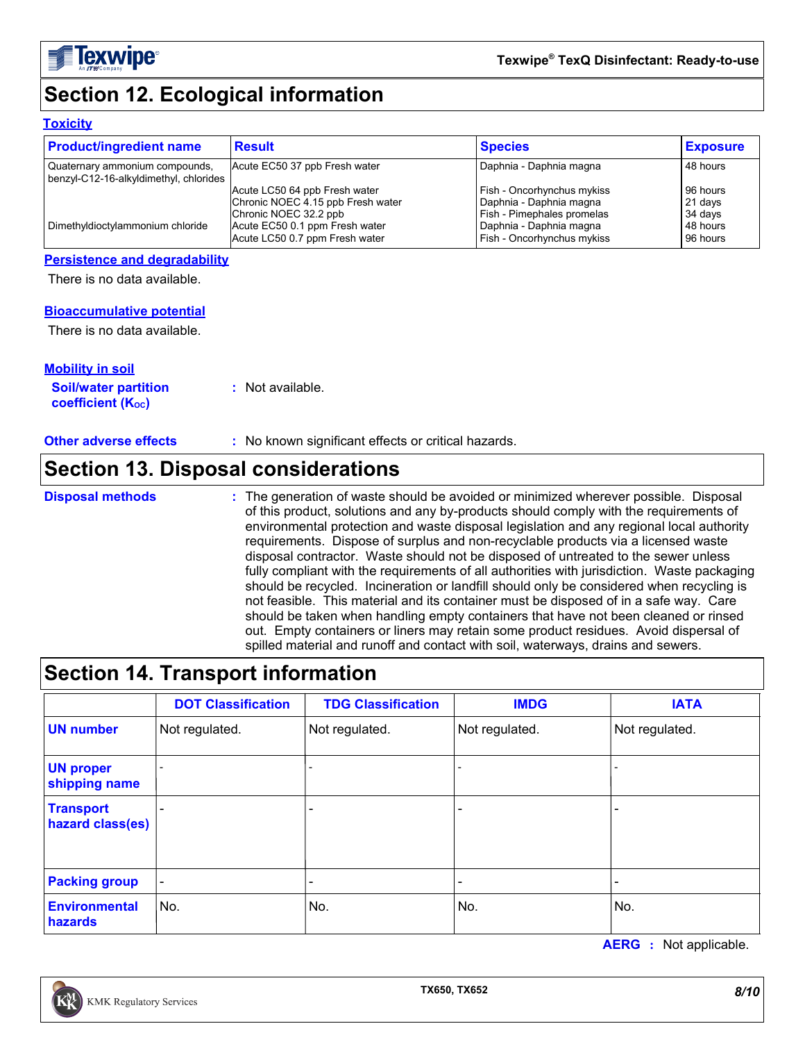## Section 12. Ecological information

### Toxicity

| Product/ingredient name | Result | Species | Exposure |
|---|---|---|---|
| Quaternary ammonium compounds, benzyl-C12-16-alkyldimethyl, chlorides | Acute EC50 37 ppb Fresh water | Daphnia - Daphnia magna | 48 hours |
| | Acute LC50 64 ppb Fresh water | Fish - Oncorhynchus mykiss | 96 hours |
| | Chronic NOEC 4.15 ppb Fresh water | Daphnia - Daphnia magna | 21 days |
| | Chronic NOEC 32.2 ppb | Fish - Pimephales promelas | 34 days |
| Dimethyldioctylammonium chloride | Acute EC50 0.1 ppm Fresh water | Daphnia - Daphnia magna | 48 hours |
| | Acute LC50 0.7 ppm Fresh water | Fish - Oncorhynchus mykiss | 96 hours |

### Persistence and degradability

There is no data available.

### Bioaccumulative potential

There is no data available.

### Mobility in soil

**Soil/water partition coefficient ($K_{OC}$)** : Not available.

**Other adverse effects** : No known significant effects or critical hazards.

## Section 13. Disposal considerations

**Disposal methods** : The generation of waste should be avoided or minimized wherever possible. Disposal of this product, solutions and any by-products should comply with the requirements of environmental protection and waste disposal legislation and any regional local authority requirements. Dispose of surplus and non-recyclable products via a licensed waste disposal contractor. Waste should not be disposed of untreated to the sewer unless fully compliant with the requirements of all authorities with jurisdiction. Waste packaging should be recycled. Incineration or landfill should only be considered when recycling is not feasible. This material and its container must be disposed of in a safe way. Care should be taken when handling empty containers that have not been cleaned or rinsed out. Empty containers or liners may retain some product residues. Avoid dispersal of spilled material and runoff and contact with soil, waterways, drains and sewers.

## Section 14. Transport information

| | DOT Classification | TDG Classification | IMDG | IATA |
|---|---|---|---|---|
| UN number | Not regulated. | Not regulated. | Not regulated. | Not regulated. |
| UN proper shipping name | - | - | - | - |
| Transport hazard class(es) | - | - | - | - |
| Packing group | - | - | - | - |
| Environmental hazards | No. | No. | No. | No. |

**AERG** : Not applicable.

TX650, TX652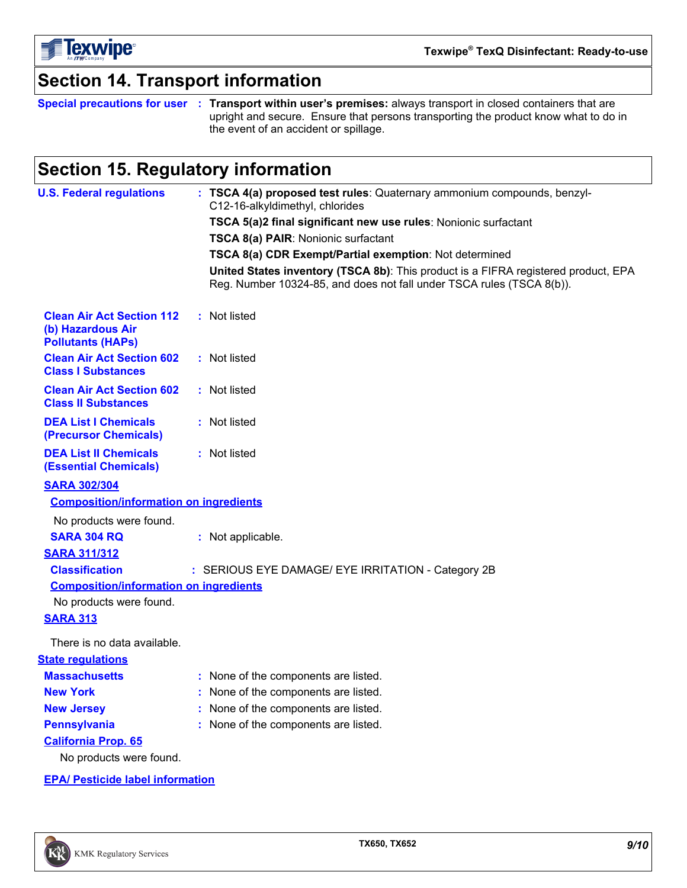## Section 14. Transport information

**Special precautions for user** : **Transport within user's premises:** always transport in closed containers that are upright and secure. Ensure that persons transporting the product know what to do in the event of an accident or spillage.

## Section 15. Regulatory information

**U.S. Federal regulations** : **TSCA 4(a) proposed test rules**: Quaternary ammonium compounds, benzyl-C12-16-alkyldimethyl, chlorides

**TSCA 5(a)2 final significant new use rules**: Nonionic surfactant

**TSCA 8(a) PAIR**: Nonionic surfactant

**TSCA 8(a) CDR Exempt/Partial exemption**: Not determined

**United States inventory (TSCA 8b)**: This product is a FIFRA registered product, EPA Reg. Number 10324-85, and does not fall under TSCA rules (TSCA 8(b)).

**Clean Air Act Section 112 (b) Hazardous Air Pollutants (HAPs)** : Not listed

**Clean Air Act Section 602 Class I Substances** : Not listed

**Clean Air Act Section 602 Class II Substances** : Not listed

**DEA List I Chemicals (Precursor Chemicals)** : Not listed

**DEA List II Chemicals (Essential Chemicals)** : Not listed

**SARA 302/304**

**Composition/information on ingredients**

No products were found.

**SARA 304 RQ** : Not applicable.

**SARA 311/312**

**Classification** : SERIOUS EYE DAMAGE/ EYE IRRITATION - Category 2B

**Composition/information on ingredients**

No products were found.

**SARA 313**

There is no data available.

**State regulations**

**Massachusetts** : None of the components are listed.

**New York** : None of the components are listed.

**New Jersey** : None of the components are listed.

**Pennsylvania** : None of the components are listed.

**California Prop. 65**

No products were found.

**EPA/ Pesticide label information**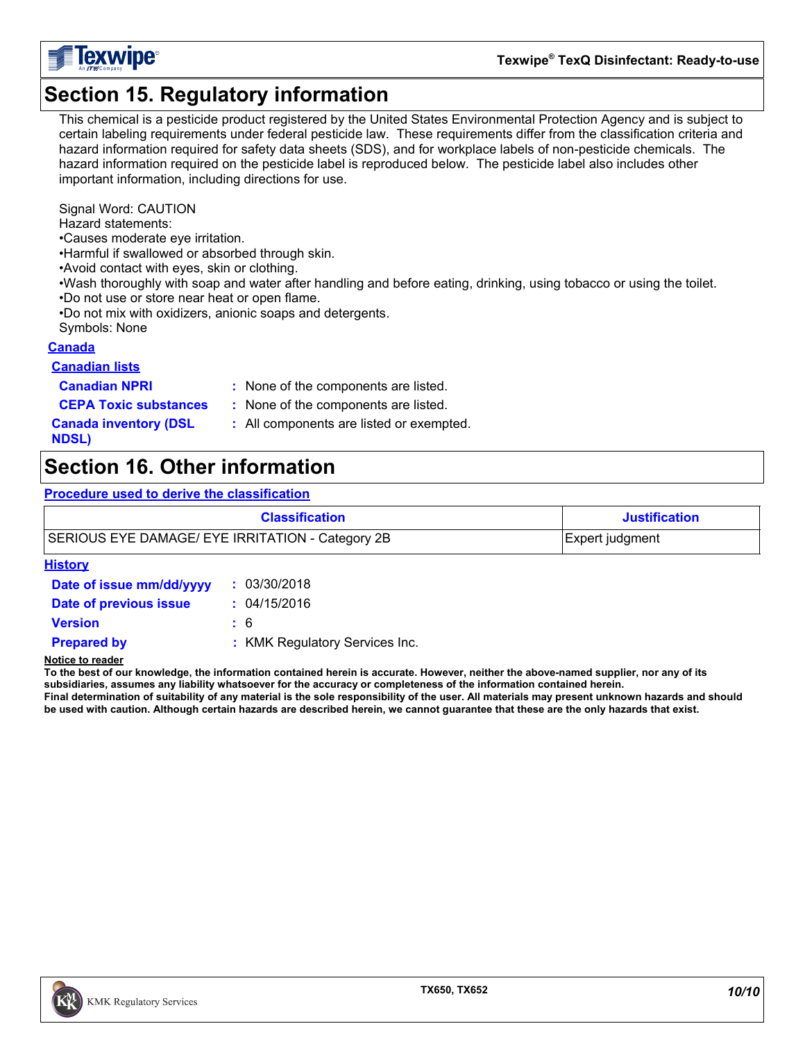# Section 15. Regulatory information

This chemical is a pesticide product registered by the United States Environmental Protection Agency and is subject to certain labeling requirements under federal pesticide law. These requirements differ from the classification criteria and hazard information required for safety data sheets (SDS), and for workplace labels of non-pesticide chemicals. The hazard information required on the pesticide label is reproduced below. The pesticide label also includes other important information, including directions for use.

Signal Word: CAUTION
Hazard statements:
•Causes moderate eye irritation.
•Harmful if swallowed or absorbed through skin.
•Avoid contact with eyes, skin or clothing.
•Wash thoroughly with soap and water after handling and before eating, drinking, using tobacco or using the toilet.
•Do not use or store near heat or open flame.
•Do not mix with oxidizers, anionic soaps and detergents.
Symbols: None

**Canada**

**Canadian lists**

**Canadian NPRI** : None of the components are listed.

**CEPA Toxic substances** : None of the components are listed.

**Canada inventory (DSL NDSL)** : All components are listed or exempted.

# Section 16. Other information

**Procedure used to derive the classification**

| Classification | Justification |
|---|---|
| SERIOUS EYE DAMAGE/ EYE IRRITATION - Category 2B | Expert judgment |

**History**

**Date of issue mm/dd/yyyy** : 03/30/2018

**Date of previous issue** : 04/15/2016

**Version** : 6

**Prepared by** : KMK Regulatory Services Inc.

**Notice to reader**

**To the best of our knowledge, the information contained herein is accurate. However, neither the above-named supplier, nor any of its subsidiaries, assumes any liability whatsoever for the accuracy or completeness of the information contained herein.**
**Final determination of suitability of any material is the sole responsibility of the user. All materials may present unknown hazards and should be used with caution. Although certain hazards are described herein, we cannot guarantee that these are the only hazards that exist.**